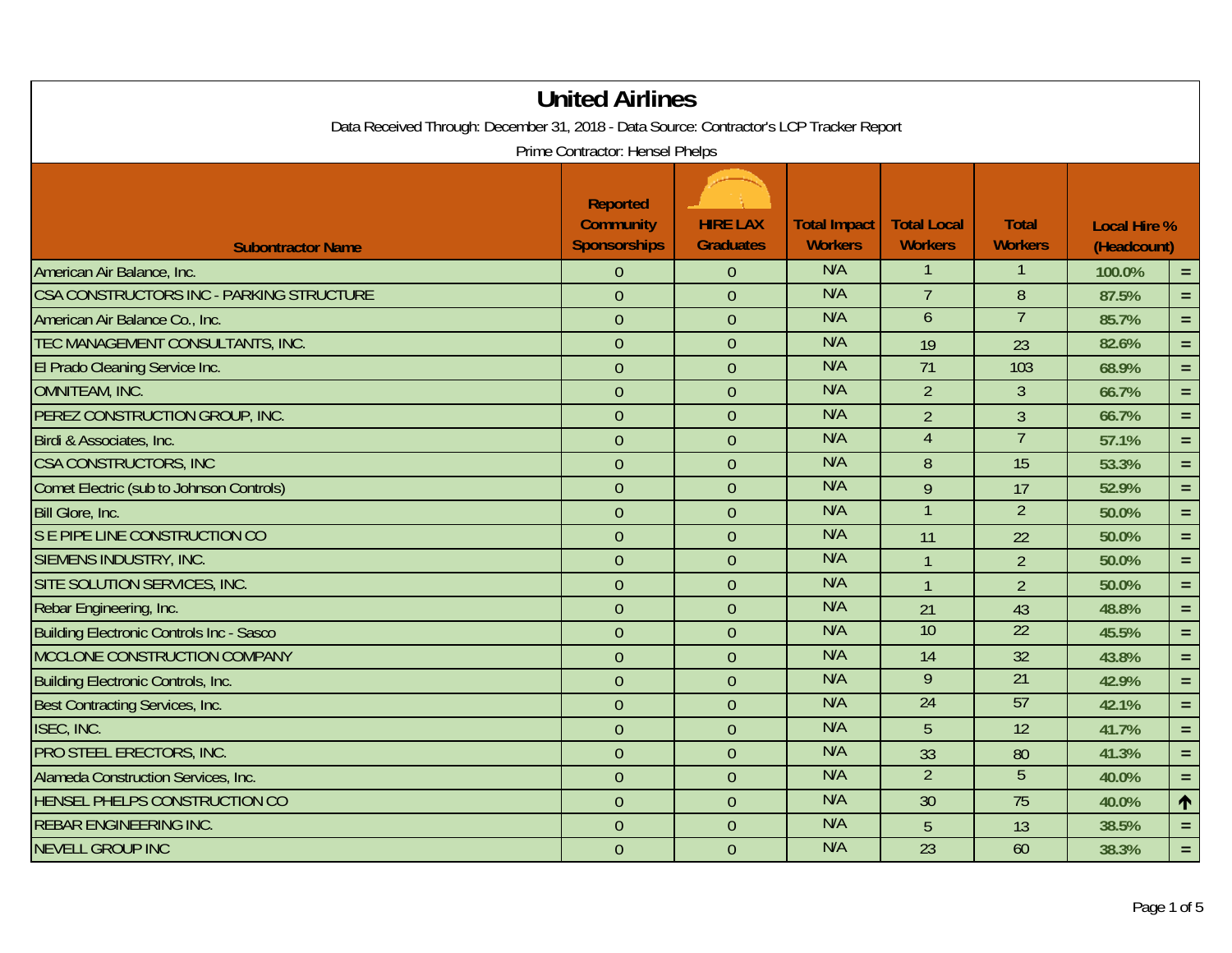# United Airlines

Data Received Through: December 31, 2018 - Data Source: Contractor's LCP Tracker Report

Prime Contractor: Hensel Phelps

| Subontractor Name | Reported Community Sponsorships | HIRE LAX Graduates | Total Impact Workers | Total Local Workers | Total Workers | Local Hire % (Headcount) | |
|---|---|---|---|---|---|---|---|
| American Air Balance, Inc. | 0 | 0 | N/A | 1 | 1 | 100.0% | = |
| CSA CONSTRUCTORS INC - PARKING STRUCTURE | 0 | 0 | N/A | 7 | 8 | 87.5% | = |
| American Air Balance Co., Inc. | 0 | 0 | N/A | 6 | 7 | 85.7% | = |
| TEC MANAGEMENT CONSULTANTS, INC. | 0 | 0 | N/A | 19 | 23 | 82.6% | = |
| El Prado Cleaning Service Inc. | 0 | 0 | N/A | 71 | 103 | 68.9% | = |
| OMNITEAM, INC. | 0 | 0 | N/A | 2 | 3 | 66.7% | = |
| PEREZ CONSTRUCTION GROUP, INC. | 0 | 0 | N/A | 2 | 3 | 66.7% | = |
| Birdi & Associates, Inc. | 0 | 0 | N/A | 4 | 7 | 57.1% | = |
| CSA CONSTRUCTORS, INC | 0 | 0 | N/A | 8 | 15 | 53.3% | = |
| Comet Electric (sub to Johnson Controls) | 0 | 0 | N/A | 9 | 17 | 52.9% | = |
| Bill Glore, Inc. | 0 | 0 | N/A | 1 | 2 | 50.0% | = |
| S E PIPE LINE CONSTRUCTION CO | 0 | 0 | N/A | 11 | 22 | 50.0% | = |
| SIEMENS INDUSTRY, INC. | 0 | 0 | N/A | 1 | 2 | 50.0% | = |
| SITE SOLUTION SERVICES, INC. | 0 | 0 | N/A | 1 | 2 | 50.0% | = |
| Rebar Engineering, Inc. | 0 | 0 | N/A | 21 | 43 | 48.8% | = |
| Building Electronic Controls Inc - Sasco | 0 | 0 | N/A | 10 | 22 | 45.5% | = |
| MCCLONE CONSTRUCTION COMPANY | 0 | 0 | N/A | 14 | 32 | 43.8% | = |
| Building Electronic Controls, Inc. | 0 | 0 | N/A | 9 | 21 | 42.9% | = |
| Best Contracting Services, Inc. | 0 | 0 | N/A | 24 | 57 | 42.1% | = |
| ISEC, INC. | 0 | 0 | N/A | 5 | 12 | 41.7% | = |
| PRO STEEL ERECTORS, INC. | 0 | 0 | N/A | 33 | 80 | 41.3% | = |
| Alameda Construction Services, Inc. | 0 | 0 | N/A | 2 | 5 | 40.0% | = |
| HENSEL PHELPS CONSTRUCTION CO | 0 | 0 | N/A | 30 | 75 | 40.0% | ↑ |
| REBAR ENGINEERING INC. | 0 | 0 | N/A | 5 | 13 | 38.5% | = |
| NEVELL GROUP INC | 0 | 0 | N/A | 23 | 60 | 38.3% | = |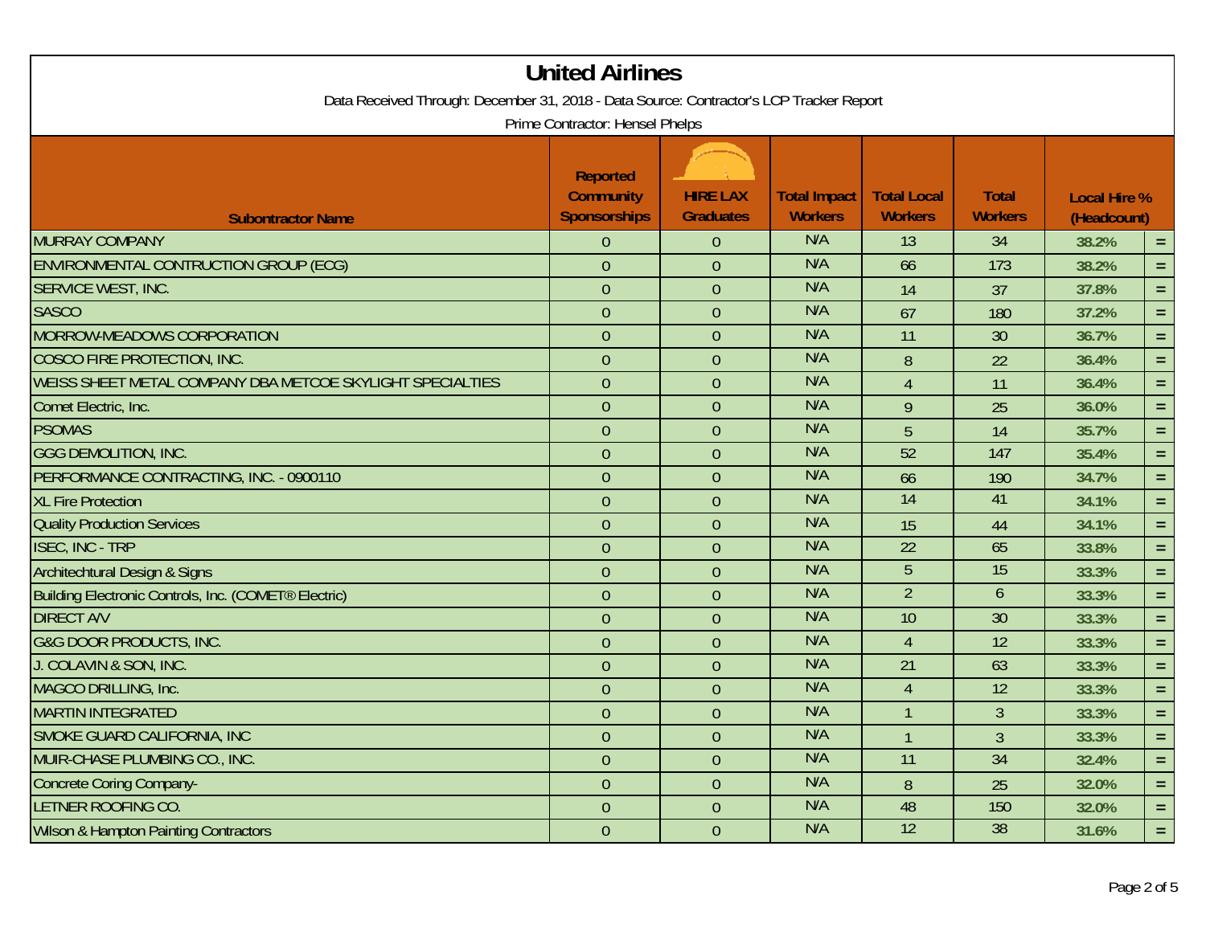# United Airlines

Data Received Through: December 31, 2018 - Data Source: Contractor's LCP Tracker Report

Prime Contractor: Hensel Phelps

| Subontractor Name | Reported Community Sponsorships | HIRE LAX Graduates | Total Impact Workers | Total Local Workers | Total Workers | Local Hire % (Headcount) | |
|---|---|---|---|---|---|---|---|
| MURRAY COMPANY | 0 | 0 | N/A | 13 | 34 | 38.2% | = |
| ENVIRONMENTAL CONTRUCTION GROUP (ECG) | 0 | 0 | N/A | 66 | 173 | 38.2% | = |
| SERVICE WEST, INC. | 0 | 0 | N/A | 14 | 37 | 37.8% | = |
| SASCO | 0 | 0 | N/A | 67 | 180 | 37.2% | = |
| MORROW-MEADOWS CORPORATION | 0 | 0 | N/A | 11 | 30 | 36.7% | = |
| COSCO FIRE PROTECTION, INC. | 0 | 0 | N/A | 8 | 22 | 36.4% | = |
| WEISS SHEET METAL COMPANY DBA METCOE SKYLIGHT SPECIALTIES | 0 | 0 | N/A | 4 | 11 | 36.4% | = |
| Comet Electric, Inc. | 0 | 0 | N/A | 9 | 25 | 36.0% | = |
| PSOMAS | 0 | 0 | N/A | 5 | 14 | 35.7% | = |
| GGG DEMOLITION, INC. | 0 | 0 | N/A | 52 | 147 | 35.4% | = |
| PERFORMANCE CONTRACTING, INC. - 0900110 | 0 | 0 | N/A | 66 | 190 | 34.7% | = |
| XL Fire Protection | 0 | 0 | N/A | 14 | 41 | 34.1% | = |
| Quality Production Services | 0 | 0 | N/A | 15 | 44 | 34.1% | = |
| ISEC, INC - TRP | 0 | 0 | N/A | 22 | 65 | 33.8% | = |
| Architechtural Design & Signs | 0 | 0 | N/A | 5 | 15 | 33.3% | = |
| Building Electronic Controls, Inc. (COMET® Electric) | 0 | 0 | N/A | 2 | 6 | 33.3% | = |
| DIRECT A/V | 0 | 0 | N/A | 10 | 30 | 33.3% | = |
| G&G DOOR PRODUCTS, INC. | 0 | 0 | N/A | 4 | 12 | 33.3% | = |
| J. COLAVIN & SON, INC. | 0 | 0 | N/A | 21 | 63 | 33.3% | = |
| MAGCO DRILLING, Inc. | 0 | 0 | N/A | 4 | 12 | 33.3% | = |
| MARTIN INTEGRATED | 0 | 0 | N/A | 1 | 3 | 33.3% | = |
| SMOKE GUARD CALIFORNIA, INC | 0 | 0 | N/A | 1 | 3 | 33.3% | = |
| MUIR-CHASE PLUMBING CO., INC. | 0 | 0 | N/A | 11 | 34 | 32.4% | = |
| Concrete Coring Company- | 0 | 0 | N/A | 8 | 25 | 32.0% | = |
| LETNER ROOFING CO. | 0 | 0 | N/A | 48 | 150 | 32.0% | = |
| Wilson & Hampton Painting Contractors | 0 | 0 | N/A | 12 | 38 | 31.6% | = |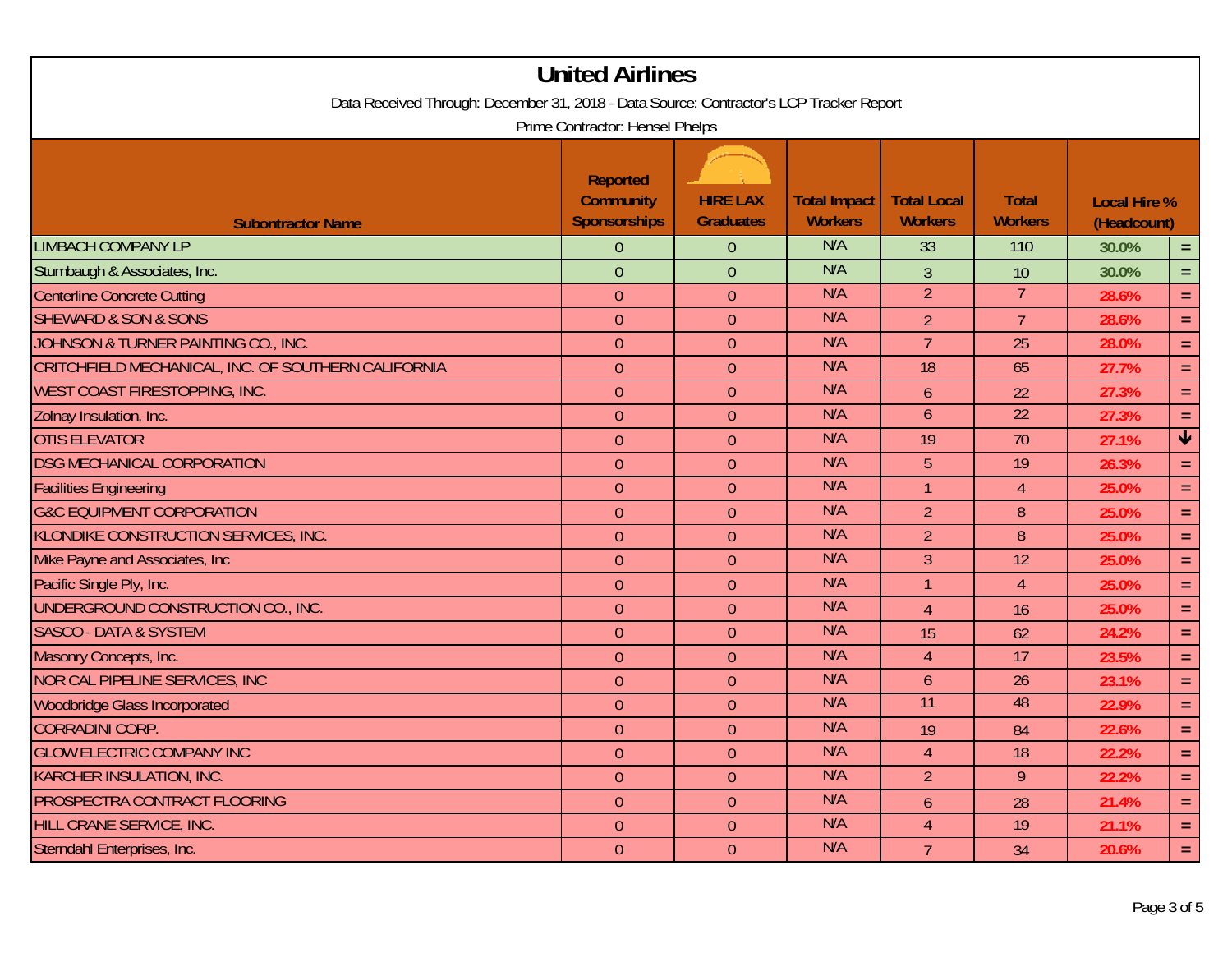# United Airlines

Data Received Through: December 31, 2018 - Data Source: Contractor's LCP Tracker Report

Prime Contractor: Hensel Phelps

| Subontractor Name | Reported Community Sponsorships | HIRE LAX Graduates | Total Impact Workers | Total Local Workers | Total Workers | Local Hire % (Headcount) | |
|---|---|---|---|---|---|---|---|
| LIMBACH COMPANY LP | 0 | 0 | N/A | 33 | 110 | 30.0% | = |
| Stumbaugh & Associates, Inc. | 0 | 0 | N/A | 3 | 10 | 30.0% | = |
| Centerline Concrete Cutting | 0 | 0 | N/A | 2 | 7 | 28.6% | = |
| SHEWARD & SON & SONS | 0 | 0 | N/A | 2 | 7 | 28.6% | = |
| JOHNSON & TURNER PAINTING CO., INC. | 0 | 0 | N/A | 7 | 25 | 28.0% | = |
| CRITCHFIELD MECHANICAL, INC. OF SOUTHERN CALIFORNIA | 0 | 0 | N/A | 18 | 65 | 27.7% | = |
| WEST COAST FIRESTOPPING, INC. | 0 | 0 | N/A | 6 | 22 | 27.3% | = |
| Zolnay Insulation, Inc. | 0 | 0 | N/A | 6 | 22 | 27.3% | = |
| OTIS ELEVATOR | 0 | 0 | N/A | 19 | 70 | 27.1% | ↓ |
| DSG MECHANICAL CORPORATION | 0 | 0 | N/A | 5 | 19 | 26.3% | = |
| Facilities Engineering | 0 | 0 | N/A | 1 | 4 | 25.0% | = |
| G&C EQUIPMENT CORPORATION | 0 | 0 | N/A | 2 | 8 | 25.0% | = |
| KLONDIKE CONSTRUCTION SERVICES, INC. | 0 | 0 | N/A | 2 | 8 | 25.0% | = |
| Mike Payne and Associates, Inc | 0 | 0 | N/A | 3 | 12 | 25.0% | = |
| Pacific Single Ply, Inc. | 0 | 0 | N/A | 1 | 4 | 25.0% | = |
| UNDERGROUND CONSTRUCTION CO., INC. | 0 | 0 | N/A | 4 | 16 | 25.0% | = |
| SASCO - DATA & SYSTEM | 0 | 0 | N/A | 15 | 62 | 24.2% | = |
| Masonry Concepts, Inc. | 0 | 0 | N/A | 4 | 17 | 23.5% | = |
| NOR CAL PIPELINE SERVICES, INC | 0 | 0 | N/A | 6 | 26 | 23.1% | = |
| Woodbridge Glass Incorporated | 0 | 0 | N/A | 11 | 48 | 22.9% | = |
| CORRADINI CORP. | 0 | 0 | N/A | 19 | 84 | 22.6% | = |
| GLOW ELECTRIC COMPANY INC | 0 | 0 | N/A | 4 | 18 | 22.2% | = |
| KARCHER INSULATION, INC. | 0 | 0 | N/A | 2 | 9 | 22.2% | = |
| PROSPECTRA CONTRACT FLOORING | 0 | 0 | N/A | 6 | 28 | 21.4% | = |
| HILL CRANE SERVICE, INC. | 0 | 0 | N/A | 4 | 19 | 21.1% | = |
| Sterndahl Enterprises, Inc. | 0 | 0 | N/A | 7 | 34 | 20.6% | = |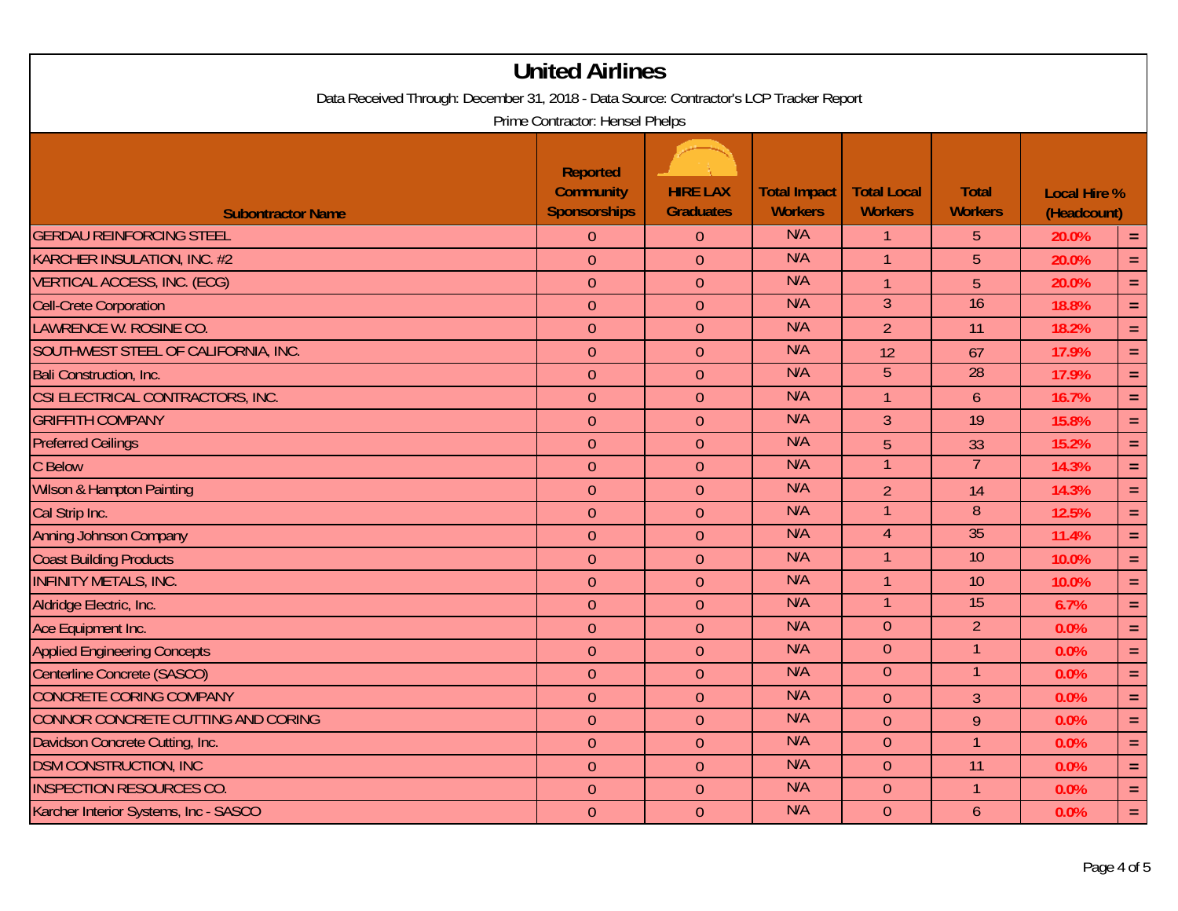# United Airlines

Data Received Through: December 31, 2018 - Data Source: Contractor's LCP Tracker Report

Prime Contractor: Hensel Phelps

| Subcontractor Name | Reported Community Sponsorships | HIRE LAX Graduates | Total Impact Workers | Total Local Workers | Total Workers | Local Hire % (Headcount) | |
|---|---|---|---|---|---|---|---|
| GERDAU REINFORCING STEEL | 0 | 0 | N/A | 1 | 5 | 20.0% | = |
| KARCHER INSULATION, INC. #2 | 0 | 0 | N/A | 1 | 5 | 20.0% | = |
| VERTICAL ACCESS, INC. (ECG) | 0 | 0 | N/A | 1 | 5 | 20.0% | = |
| Cell-Crete Corporation | 0 | 0 | N/A | 3 | 16 | 18.8% | = |
| LAWRENCE W. ROSINE CO. | 0 | 0 | N/A | 2 | 11 | 18.2% | = |
| SOUTHWEST STEEL OF CALIFORNIA, INC. | 0 | 0 | N/A | 12 | 67 | 17.9% | = |
| Bali Construction, Inc. | 0 | 0 | N/A | 5 | 28 | 17.9% | = |
| CSI ELECTRICAL CONTRACTORS, INC. | 0 | 0 | N/A | 1 | 6 | 16.7% | = |
| GRIFFITH COMPANY | 0 | 0 | N/A | 3 | 19 | 15.8% | = |
| Preferred Ceilings | 0 | 0 | N/A | 5 | 33 | 15.2% | = |
| C Below | 0 | 0 | N/A | 1 | 7 | 14.3% | = |
| Wilson & Hampton Painting | 0 | 0 | N/A | 2 | 14 | 14.3% | = |
| Cal Strip Inc. | 0 | 0 | N/A | 1 | 8 | 12.5% | = |
| Anning Johnson Company | 0 | 0 | N/A | 4 | 35 | 11.4% | = |
| Coast Building Products | 0 | 0 | N/A | 1 | 10 | 10.0% | = |
| INFINITY METALS, INC. | 0 | 0 | N/A | 1 | 10 | 10.0% | = |
| Aldridge Electric, Inc. | 0 | 0 | N/A | 1 | 15 | 6.7% | = |
| Ace Equipment Inc. | 0 | 0 | N/A | 0 | 2 | 0.0% | = |
| Applied Engineering Concepts | 0 | 0 | N/A | 0 | 1 | 0.0% | = |
| Centerline Concrete (SASCO) | 0 | 0 | N/A | 0 | 1 | 0.0% | = |
| CONCRETE CORING COMPANY | 0 | 0 | N/A | 0 | 3 | 0.0% | = |
| CONNOR CONCRETE CUTTING AND CORING | 0 | 0 | N/A | 0 | 9 | 0.0% | = |
| Davidson Concrete Cutting, Inc. | 0 | 0 | N/A | 0 | 1 | 0.0% | = |
| DSM CONSTRUCTION, INC | 0 | 0 | N/A | 0 | 11 | 0.0% | = |
| INSPECTION RESOURCES CO. | 0 | 0 | N/A | 0 | 1 | 0.0% | = |
| Karcher Interior Systems, Inc - SASCO | 0 | 0 | N/A | 0 | 6 | 0.0% | = |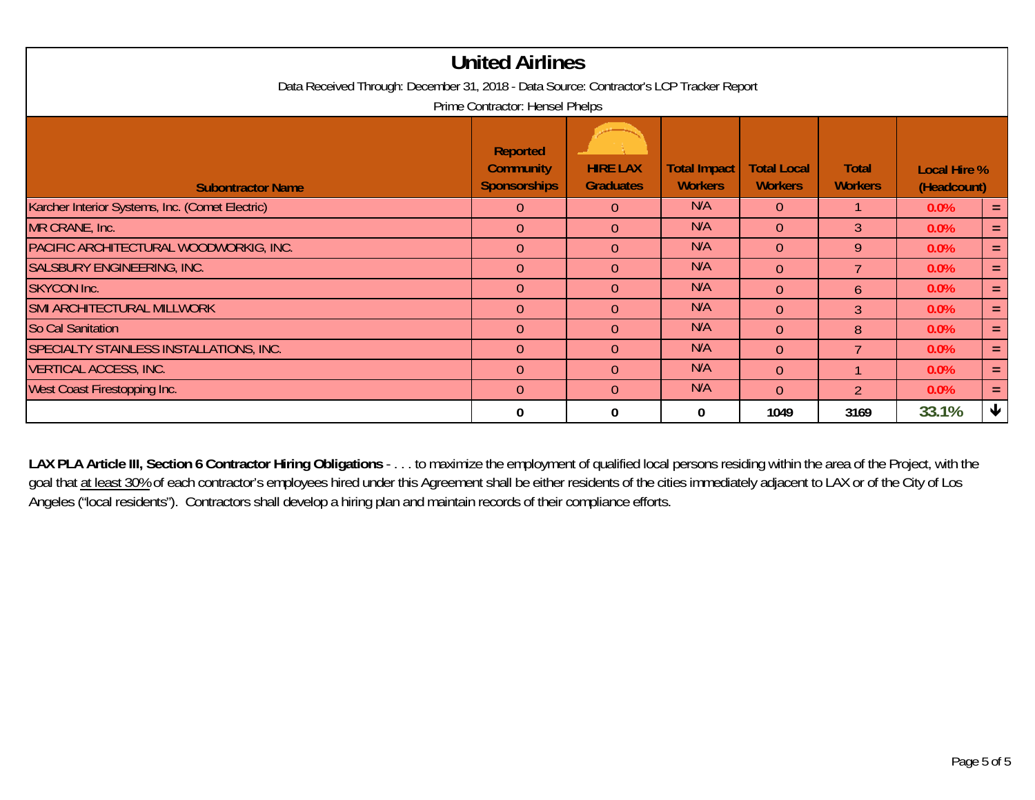# United Airlines

Data Received Through: December 31, 2018 - Data Source: Contractor's LCP Tracker Report

Prime Contractor: Hensel Phelps

| Subontractor Name | Reported Community Sponsorships | HIRE LAX Graduates | Total Impact Workers | Total Local Workers | Total Workers | Local Hire % (Headcount) | |
|---|---|---|---|---|---|---|---|
| Karcher Interior Systems, Inc. (Comet Electric) | 0 | 0 | N/A | 0 | 1 | 0.0% | = |
| MR CRANE, Inc. | 0 | 0 | N/A | 0 | 3 | 0.0% | = |
| PACIFIC ARCHITECTURAL WOODWORKIG, INC. | 0 | 0 | N/A | 0 | 9 | 0.0% | = |
| SALSBURY ENGINEERING, INC. | 0 | 0 | N/A | 0 | 7 | 0.0% | = |
| SKYCON Inc. | 0 | 0 | N/A | 0 | 6 | 0.0% | = |
| SMI ARCHITECTURAL MILLWORK | 0 | 0 | N/A | 0 | 3 | 0.0% | = |
| So Cal Sanitation | 0 | 0 | N/A | 0 | 8 | 0.0% | = |
| SPECIALTY STAINLESS INSTALLATIONS, INC. | 0 | 0 | N/A | 0 | 7 | 0.0% | = |
| VERTICAL ACCESS, INC. | 0 | 0 | N/A | 0 | 1 | 0.0% | = |
| West Coast Firestopping Inc. | 0 | 0 | N/A | 0 | 2 | 0.0% | = |
| | **0** | **0** | **0** | **1049** | **3169** | **33.1%** | ↓ |

**LAX PLA Article III, Section 6 Contractor Hiring Obligations** - . . . to maximize the employment of qualified local persons residing within the area of the Project, with the goal that <u>at least 30%</u> of each contractor's employees hired under this Agreement shall be either residents of the cities immediately adjacent to LAX or of the City of Los Angeles ("local residents"). Contractors shall develop a hiring plan and maintain records of their compliance efforts.